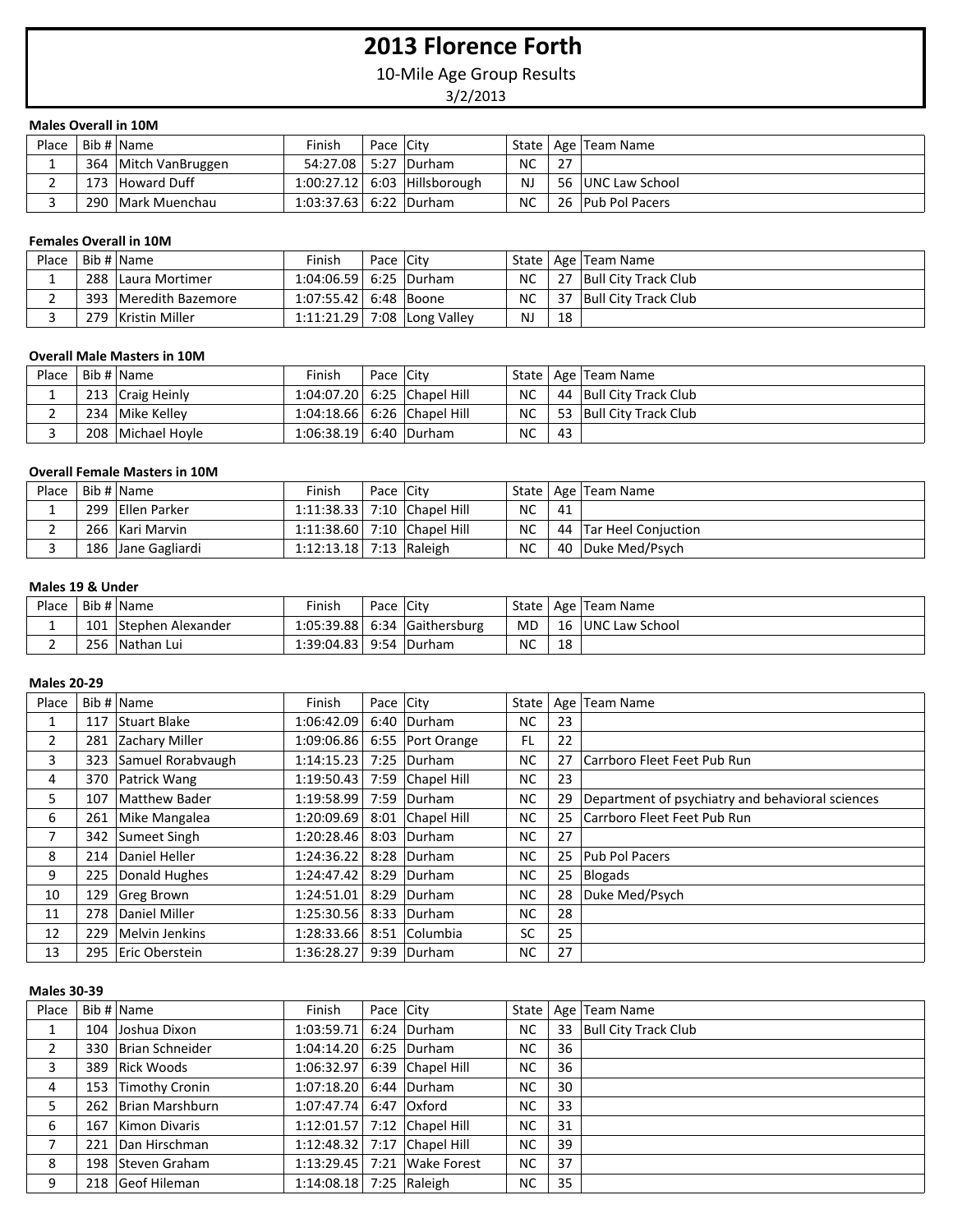# 2013 Florence Forth

10-Mile Age Group Results

3/2/2013

### Males Overall in 10M

| Place | Bib # | Name | Finish | Pace | City | State | Age | Team Name |
|---|---|---|---|---|---|---|---|---|
| 1 | 364 | Mitch VanBruggen | 54:27.08 | 5:27 | Durham | NC | 27 | |
| 2 | 173 | Howard Duff | 1:00:27.12 | 6:03 | Hillsborough | NJ | 56 | UNC Law School |
| 3 | 290 | Mark Muenchau | 1:03:37.63 | 6:22 | Durham | NC | 26 | Pub Pol Pacers |

### Females Overall in 10M

| Place | Bib # | Name | Finish | Pace | City | State | Age | Team Name |
|---|---|---|---|---|---|---|---|---|
| 1 | 288 | Laura Mortimer | 1:04:06.59 | 6:25 | Durham | NC | 27 | Bull City Track Club |
| 2 | 393 | Meredith Bazemore | 1:07:55.42 | 6:48 | Boone | NC | 37 | Bull City Track Club |
| 3 | 279 | Kristin Miller | 1:11:21.29 | 7:08 | Long Valley | NJ | 18 | |

### Overall Male Masters in 10M

| Place | Bib # | Name | Finish | Pace | City | State | Age | Team Name |
|---|---|---|---|---|---|---|---|---|
| 1 | 213 | Craig Heinly | 1:04:07.20 | 6:25 | Chapel Hill | NC | 44 | Bull City Track Club |
| 2 | 234 | Mike Kelley | 1:04:18.66 | 6:26 | Chapel Hill | NC | 53 | Bull City Track Club |
| 3 | 208 | Michael Hoyle | 1:06:38.19 | 6:40 | Durham | NC | 43 | |

### Overall Female Masters in 10M

| Place | Bib # | Name | Finish | Pace | City | State | Age | Team Name |
|---|---|---|---|---|---|---|---|---|
| 1 | 299 | Ellen Parker | 1:11:38.33 | 7:10 | Chapel Hill | NC | 41 | |
| 2 | 266 | Kari Marvin | 1:11:38.60 | 7:10 | Chapel Hill | NC | 44 | Tar Heel Conjuction |
| 3 | 186 | Jane Gagliardi | 1:12:13.18 | 7:13 | Raleigh | NC | 40 | Duke Med/Psych |

### Males 19 & Under

| Place | Bib # | Name | Finish | Pace | City | State | Age | Team Name |
|---|---|---|---|---|---|---|---|---|
| 1 | 101 | Stephen Alexander | 1:05:39.88 | 6:34 | Gaithersburg | MD | 16 | UNC Law School |
| 2 | 256 | Nathan Lui | 1:39:04.83 | 9:54 | Durham | NC | 18 | |

### Males 20-29

| Place | Bib # | Name | Finish | Pace | City | State | Age | Team Name |
|---|---|---|---|---|---|---|---|---|
| 1 | 117 | Stuart Blake | 1:06:42.09 | 6:40 | Durham | NC | 23 | |
| 2 | 281 | Zachary Miller | 1:09:06.86 | 6:55 | Port Orange | FL | 22 | |
| 3 | 323 | Samuel Rorabavaugh | 1:14:15.23 | 7:25 | Durham | NC | 27 | Carrboro Fleet Feet Pub Run |
| 4 | 370 | Patrick Wang | 1:19:50.43 | 7:59 | Chapel Hill | NC | 23 | |
| 5 | 107 | Matthew Bader | 1:19:58.99 | 7:59 | Durham | NC | 29 | Department of psychiatry and behavioral sciences |
| 6 | 261 | Mike Mangalea | 1:20:09.69 | 8:01 | Chapel Hill | NC | 25 | Carrboro Fleet Feet Pub Run |
| 7 | 342 | Sumeet Singh | 1:20:28.46 | 8:03 | Durham | NC | 27 | |
| 8 | 214 | Daniel Heller | 1:24:36.22 | 8:28 | Durham | NC | 25 | Pub Pol Pacers |
| 9 | 225 | Donald Hughes | 1:24:47.42 | 8:29 | Durham | NC | 25 | Blogads |
| 10 | 129 | Greg Brown | 1:24:51.01 | 8:29 | Durham | NC | 28 | Duke Med/Psych |
| 11 | 278 | Daniel Miller | 1:25:30.56 | 8:33 | Durham | NC | 28 | |
| 12 | 229 | Melvin Jenkins | 1:28:33.66 | 8:51 | Columbia | SC | 25 | |
| 13 | 295 | Eric Oberstein | 1:36:28.27 | 9:39 | Durham | NC | 27 | |

### Males 30-39

| Place | Bib # | Name | Finish | Pace | City | State | Age | Team Name |
|---|---|---|---|---|---|---|---|---|
| 1 | 104 | Joshua Dixon | 1:03:59.71 | 6:24 | Durham | NC | 33 | Bull City Track Club |
| 2 | 330 | Brian Schneider | 1:04:14.20 | 6:25 | Durham | NC | 36 | |
| 3 | 389 | Rick Woods | 1:06:32.97 | 6:39 | Chapel Hill | NC | 36 | |
| 4 | 153 | Timothy Cronin | 1:07:18.20 | 6:44 | Durham | NC | 30 | |
| 5 | 262 | Brian Marshburn | 1:07:47.74 | 6:47 | Oxford | NC | 33 | |
| 6 | 167 | Kimon Divaris | 1:12:01.57 | 7:12 | Chapel Hill | NC | 31 | |
| 7 | 221 | Dan Hirschman | 1:12:48.32 | 7:17 | Chapel Hill | NC | 39 | |
| 8 | 198 | Steven Graham | 1:13:29.45 | 7:21 | Wake Forest | NC | 37 | |
| 9 | 218 | Geof Hileman | 1:14:08.18 | 7:25 | Raleigh | NC | 35 | |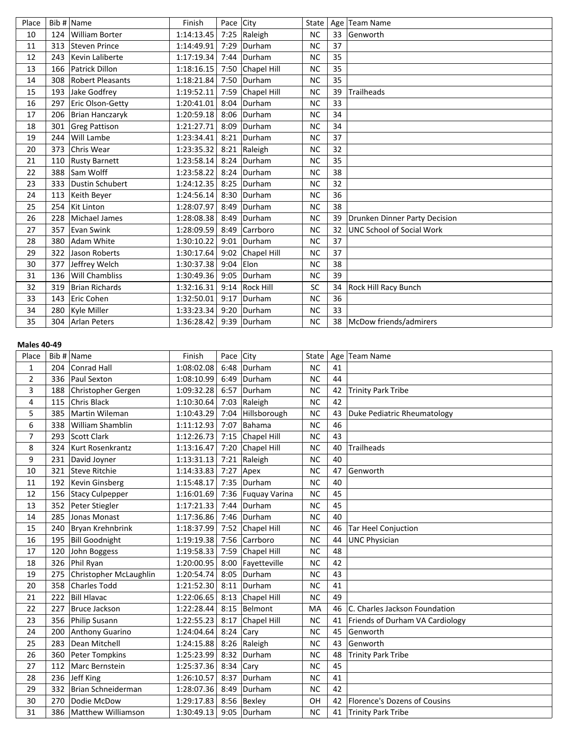| Place | Bib # | Name | Finish | Pace | City | State | Age | Team Name |
|---|---|---|---|---|---|---|---|---|
| 10 | 124 | William Borter | 1:14:13.45 | 7:25 | Raleigh | NC | 33 | Genworth |
| 11 | 313 | Steven Prince | 1:14:49.91 | 7:29 | Durham | NC | 37 | |
| 12 | 243 | Kevin Laliberte | 1:17:19.34 | 7:44 | Durham | NC | 35 | |
| 13 | 166 | Patrick Dillon | 1:18:16.15 | 7:50 | Chapel Hill | NC | 35 | |
| 14 | 308 | Robert Pleasants | 1:18:21.84 | 7:50 | Durham | NC | 35 | |
| 15 | 193 | Jake Godfrey | 1:19:52.11 | 7:59 | Chapel Hill | NC | 39 | Trailheads |
| 16 | 297 | Eric Olson-Getty | 1:20:41.01 | 8:04 | Durham | NC | 33 | |
| 17 | 206 | Brian Hanczaryk | 1:20:59.18 | 8:06 | Durham | NC | 34 | |
| 18 | 301 | Greg Pattison | 1:21:27.71 | 8:09 | Durham | NC | 34 | |
| 19 | 244 | Will Lambe | 1:23:34.41 | 8:21 | Durham | NC | 37 | |
| 20 | 373 | Chris Wear | 1:23:35.32 | 8:21 | Raleigh | NC | 32 | |
| 21 | 110 | Rusty Barnett | 1:23:58.14 | 8:24 | Durham | NC | 35 | |
| 22 | 388 | Sam Wolff | 1:23:58.22 | 8:24 | Durham | NC | 38 | |
| 23 | 333 | Dustin Schubert | 1:24:12.35 | 8:25 | Durham | NC | 32 | |
| 24 | 113 | Keith Beyer | 1:24:56.14 | 8:30 | Durham | NC | 36 | |
| 25 | 254 | Kit Linton | 1:28:07.97 | 8:49 | Durham | NC | 38 | |
| 26 | 228 | Michael James | 1:28:08.38 | 8:49 | Durham | NC | 39 | Drunken Dinner Party Decision |
| 27 | 357 | Evan Swink | 1:28:09.59 | 8:49 | Carrboro | NC | 32 | UNC School of Social Work |
| 28 | 380 | Adam White | 1:30:10.22 | 9:01 | Durham | NC | 37 | |
| 29 | 322 | Jason Roberts | 1:30:17.64 | 9:02 | Chapel Hill | NC | 37 | |
| 30 | 377 | Jeffrey Welch | 1:30:37.38 | 9:04 | Elon | NC | 38 | |
| 31 | 136 | Will Chambliss | 1:30:49.36 | 9:05 | Durham | NC | 39 | |
| 32 | 319 | Brian Richards | 1:32:16.31 | 9:14 | Rock Hill | SC | 34 | Rock Hill Racy Bunch |
| 33 | 143 | Eric Cohen | 1:32:50.01 | 9:17 | Durham | NC | 36 | |
| 34 | 280 | Kyle Miller | 1:33:23.34 | 9:20 | Durham | NC | 33 | |
| 35 | 304 | Arlan Peters | 1:36:28.42 | 9:39 | Durham | NC | 38 | McDow friends/admirers |

**Males 40-49**

| Place | Bib # | Name | Finish | Pace | City | State | Age | Team Name |
|---|---|---|---|---|---|---|---|---|
| 1 | 204 | Conrad Hall | 1:08:02.08 | 6:48 | Durham | NC | 41 | |
| 2 | 336 | Paul Sexton | 1:08:10.99 | 6:49 | Durham | NC | 44 | |
| 3 | 188 | Christopher Gergen | 1:09:32.28 | 6:57 | Durham | NC | 42 | Trinity Park Tribe |
| 4 | 115 | Chris Black | 1:10:30.64 | 7:03 | Raleigh | NC | 42 | |
| 5 | 385 | Martin Wileman | 1:10:43.29 | 7:04 | Hillsborough | NC | 43 | Duke Pediatric Rheumatology |
| 6 | 338 | William Shamblin | 1:11:12.93 | 7:07 | Bahama | NC | 46 | |
| 7 | 293 | Scott Clark | 1:12:26.73 | 7:15 | Chapel Hill | NC | 43 | |
| 8 | 324 | Kurt Rosenkrantz | 1:13:16.47 | 7:20 | Chapel Hill | NC | 40 | Trailheads |
| 9 | 231 | David Joyner | 1:13:31.13 | 7:21 | Raleigh | NC | 40 | |
| 10 | 321 | Steve Ritchie | 1:14:33.83 | 7:27 | Apex | NC | 47 | Genworth |
| 11 | 192 | Kevin Ginsberg | 1:15:48.17 | 7:35 | Durham | NC | 40 | |
| 12 | 156 | Stacy Culpepper | 1:16:01.69 | 7:36 | Fuquay Varina | NC | 45 | |
| 13 | 352 | Peter Stiegler | 1:17:21.33 | 7:44 | Durham | NC | 45 | |
| 14 | 285 | Jonas Monast | 1:17:36.86 | 7:46 | Durham | NC | 40 | |
| 15 | 240 | Bryan Krehnbrink | 1:18:37.99 | 7:52 | Chapel Hill | NC | 46 | Tar Heel Conjuction |
| 16 | 195 | Bill Goodnight | 1:19:19.38 | 7:56 | Carrboro | NC | 44 | UNC Physician |
| 17 | 120 | John Boggess | 1:19:58.33 | 7:59 | Chapel Hill | NC | 48 | |
| 18 | 326 | Phil Ryan | 1:20:00.95 | 8:00 | Fayetteville | NC | 42 | |
| 19 | 275 | Christopher McLaughlin | 1:20:54.74 | 8:05 | Durham | NC | 43 | |
| 20 | 358 | Charles Todd | 1:21:52.30 | 8:11 | Durham | NC | 41 | |
| 21 | 222 | Bill Hlavac | 1:22:06.65 | 8:13 | Chapel Hill | NC | 49 | |
| 22 | 227 | Bruce Jackson | 1:22:28.44 | 8:15 | Belmont | MA | 46 | C. Charles Jackson Foundation |
| 23 | 356 | Philip Susann | 1:22:55.23 | 8:17 | Chapel Hill | NC | 41 | Friends of Durham VA Cardiology |
| 24 | 200 | Anthony Guarino | 1:24:04.64 | 8:24 | Cary | NC | 45 | Genworth |
| 25 | 283 | Dean Mitchell | 1:24:15.88 | 8:26 | Raleigh | NC | 43 | Genworth |
| 26 | 360 | Peter Tompkins | 1:25:23.99 | 8:32 | Durham | NC | 48 | Trinity Park Tribe |
| 27 | 112 | Marc Bernstein | 1:25:37.36 | 8:34 | Cary | NC | 45 | |
| 28 | 236 | Jeff King | 1:26:10.57 | 8:37 | Durham | NC | 41 | |
| 29 | 332 | Brian Schneiderman | 1:28:07.36 | 8:49 | Durham | NC | 42 | |
| 30 | 270 | Dodie McDow | 1:29:17.83 | 8:56 | Bexley | OH | 42 | Florence's Dozens of Cousins |
| 31 | 386 | Matthew Williamson | 1:30:49.13 | 9:05 | Durham | NC | 41 | Trinity Park Tribe |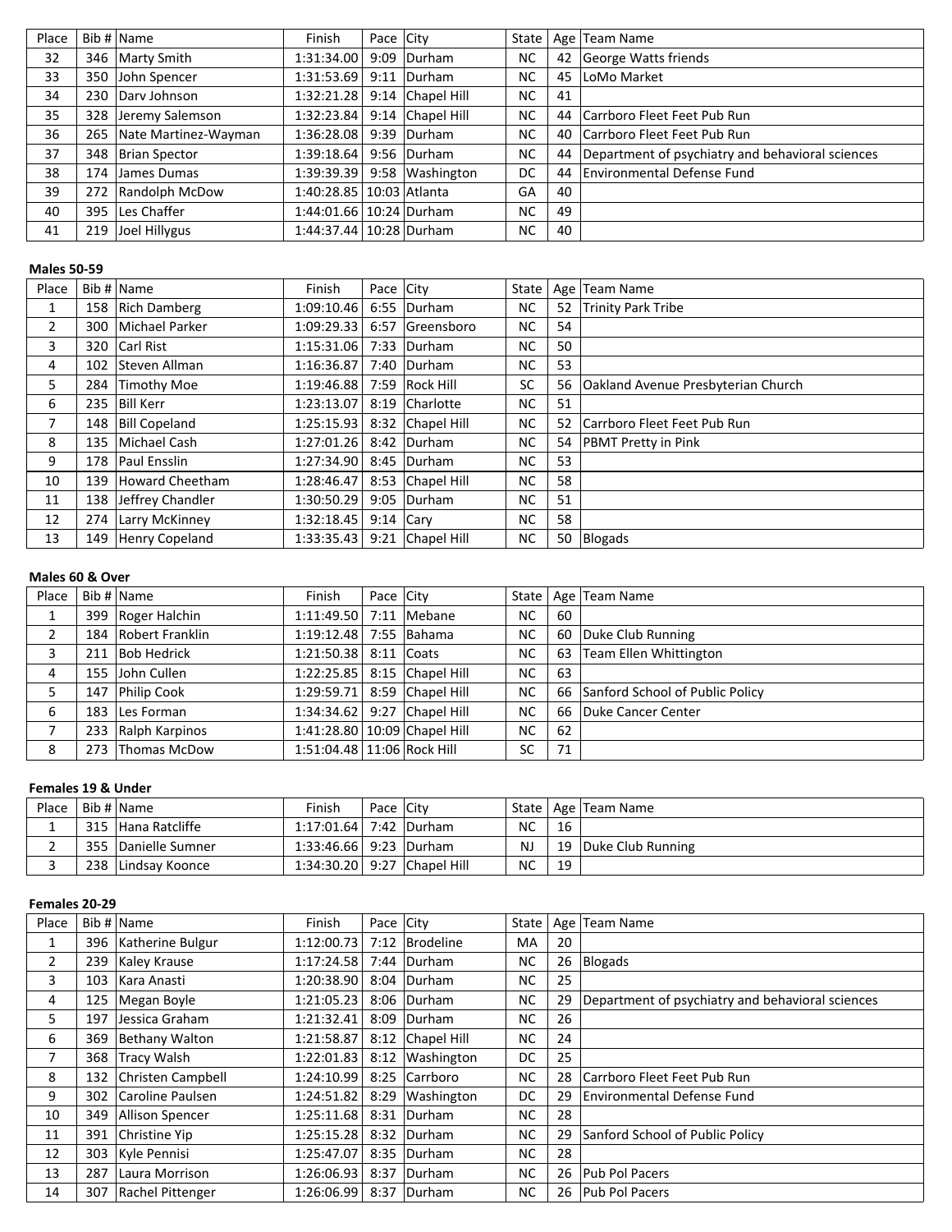| Place | Bib # | Name | Finish | Pace | City | State | Age | Team Name |
|---|---|---|---|---|---|---|---|---|
| 32 | 346 | Marty Smith | 1:31:34.00 | 9:09 | Durham | NC | 42 | George Watts friends |
| 33 | 350 | John Spencer | 1:31:53.69 | 9:11 | Durham | NC | 45 | LoMo Market |
| 34 | 230 | Darv Johnson | 1:32:21.28 | 9:14 | Chapel Hill | NC | 41 | |
| 35 | 328 | Jeremy Salemson | 1:32:23.84 | 9:14 | Chapel Hill | NC | 44 | Carrboro Fleet Feet Pub Run |
| 36 | 265 | Nate Martinez-Wayman | 1:36:28.08 | 9:39 | Durham | NC | 40 | Carrboro Fleet Feet Pub Run |
| 37 | 348 | Brian Spector | 1:39:18.64 | 9:56 | Durham | NC | 44 | Department of psychiatry and behavioral sciences |
| 38 | 174 | James Dumas | 1:39:39.39 | 9:58 | Washington | DC | 44 | Environmental Defense Fund |
| 39 | 272 | Randolph McDow | 1:40:28.85 | 10:03 | Atlanta | GA | 40 | |
| 40 | 395 | Les Chaffer | 1:44:01.66 | 10:24 | Durham | NC | 49 | |
| 41 | 219 | Joel Hillygus | 1:44:37.44 | 10:28 | Durham | NC | 40 | |

**Males 50-59**

| Place | Bib # | Name | Finish | Pace | City | State | Age | Team Name |
|---|---|---|---|---|---|---|---|---|
| 1 | 158 | Rich Damberg | 1:09:10.46 | 6:55 | Durham | NC | 52 | Trinity Park Tribe |
| 2 | 300 | Michael Parker | 1:09:29.33 | 6:57 | Greensboro | NC | 54 | |
| 3 | 320 | Carl Rist | 1:15:31.06 | 7:33 | Durham | NC | 50 | |
| 4 | 102 | Steven Allman | 1:16:36.87 | 7:40 | Durham | NC | 53 | |
| 5 | 284 | Timothy Moe | 1:19:46.88 | 7:59 | Rock Hill | SC | 56 | Oakland Avenue Presbyterian Church |
| 6 | 235 | Bill Kerr | 1:23:13.07 | 8:19 | Charlotte | NC | 51 | |
| 7 | 148 | Bill Copeland | 1:25:15.93 | 8:32 | Chapel Hill | NC | 52 | Carrboro Fleet Feet Pub Run |
| 8 | 135 | Michael Cash | 1:27:01.26 | 8:42 | Durham | NC | 54 | PBMT Pretty in Pink |
| 9 | 178 | Paul Ensslin | 1:27:34.90 | 8:45 | Durham | NC | 53 | |
| 10 | 139 | Howard Cheetham | 1:28:46.47 | 8:53 | Chapel Hill | NC | 58 | |
| 11 | 138 | Jeffrey Chandler | 1:30:50.29 | 9:05 | Durham | NC | 51 | |
| 12 | 274 | Larry McKinney | 1:32:18.45 | 9:14 | Cary | NC | 58 | |
| 13 | 149 | Henry Copeland | 1:33:35.43 | 9:21 | Chapel Hill | NC | 50 | Blogads |

**Males 60 & Over**

| Place | Bib # | Name | Finish | Pace | City | State | Age | Team Name |
|---|---|---|---|---|---|---|---|---|
| 1 | 399 | Roger Halchin | 1:11:49.50 | 7:11 | Mebane | NC | 60 | |
| 2 | 184 | Robert Franklin | 1:19:12.48 | 7:55 | Bahama | NC | 60 | Duke Club Running |
| 3 | 211 | Bob Hedrick | 1:21:50.38 | 8:11 | Coats | NC | 63 | Team Ellen Whittington |
| 4 | 155 | John Cullen | 1:22:25.85 | 8:15 | Chapel Hill | NC | 63 | |
| 5 | 147 | Philip Cook | 1:29:59.71 | 8:59 | Chapel Hill | NC | 66 | Sanford School of Public Policy |
| 6 | 183 | Les Forman | 1:34:34.62 | 9:27 | Chapel Hill | NC | 66 | Duke Cancer Center |
| 7 | 233 | Ralph Karpinos | 1:41:28.80 | 10:09 | Chapel Hill | NC | 62 | |
| 8 | 273 | Thomas McDow | 1:51:04.48 | 11:06 | Rock Hill | SC | 71 | |

**Females 19 & Under**

| Place | Bib # | Name | Finish | Pace | City | State | Age | Team Name |
|---|---|---|---|---|---|---|---|---|
| 1 | 315 | Hana Ratcliffe | 1:17:01.64 | 7:42 | Durham | NC | 16 | |
| 2 | 355 | Danielle Sumner | 1:33:46.66 | 9:23 | Durham | NJ | 19 | Duke Club Running |
| 3 | 238 | Lindsay Koonce | 1:34:30.20 | 9:27 | Chapel Hill | NC | 19 | |

**Females 20-29**

| Place | Bib # | Name | Finish | Pace | City | State | Age | Team Name |
|---|---|---|---|---|---|---|---|---|
| 1 | 396 | Katherine Bulgur | 1:12:00.73 | 7:12 | Brodeline | MA | 20 | |
| 2 | 239 | Kaley Krause | 1:17:24.58 | 7:44 | Durham | NC | 26 | Blogads |
| 3 | 103 | Kara Anasti | 1:20:38.90 | 8:04 | Durham | NC | 25 | |
| 4 | 125 | Megan Boyle | 1:21:05.23 | 8:06 | Durham | NC | 29 | Department of psychiatry and behavioral sciences |
| 5 | 197 | Jessica Graham | 1:21:32.41 | 8:09 | Durham | NC | 26 | |
| 6 | 369 | Bethany Walton | 1:21:58.87 | 8:12 | Chapel Hill | NC | 24 | |
| 7 | 368 | Tracy Walsh | 1:22:01.83 | 8:12 | Washington | DC | 25 | |
| 8 | 132 | Christen Campbell | 1:24:10.99 | 8:25 | Carrboro | NC | 28 | Carrboro Fleet Feet Pub Run |
| 9 | 302 | Caroline Paulsen | 1:24:51.82 | 8:29 | Washington | DC | 29 | Environmental Defense Fund |
| 10 | 349 | Allison Spencer | 1:25:11.68 | 8:31 | Durham | NC | 28 | |
| 11 | 391 | Christine Yip | 1:25:15.28 | 8:32 | Durham | NC | 29 | Sanford School of Public Policy |
| 12 | 303 | Kyle Pennisi | 1:25:47.07 | 8:35 | Durham | NC | 28 | |
| 13 | 287 | Laura Morrison | 1:26:06.93 | 8:37 | Durham | NC | 26 | Pub Pol Pacers |
| 14 | 307 | Rachel Pittenger | 1:26:06.99 | 8:37 | Durham | NC | 26 | Pub Pol Pacers |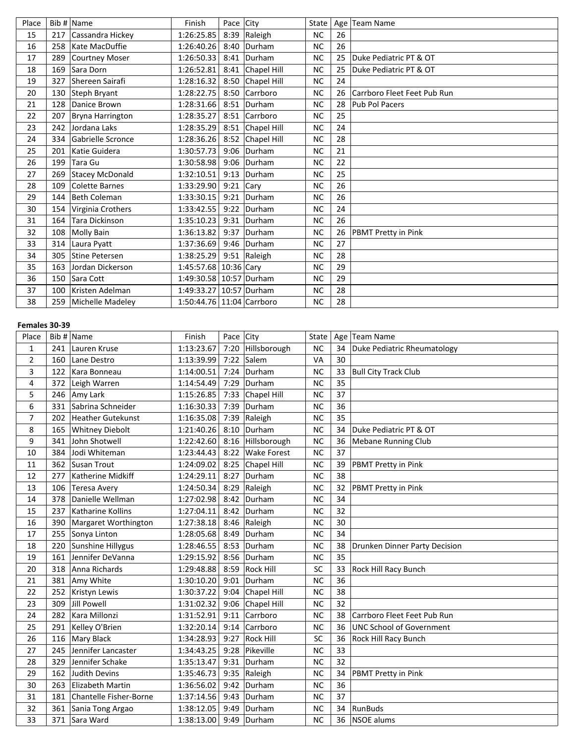| Place | Bib # | Name | Finish | Pace | City | State | Age | Team Name |
|---|---|---|---|---|---|---|---|---|
| 15 | 217 | Cassandra Hickey | 1:26:25.85 | 8:39 | Raleigh | NC | 26 | |
| 16 | 258 | Kate MacDuffie | 1:26:40.26 | 8:40 | Durham | NC | 26 | |
| 17 | 289 | Courtney Moser | 1:26:50.33 | 8:41 | Durham | NC | 25 | Duke Pediatric PT & OT |
| 18 | 169 | Sara Dorn | 1:26:52.81 | 8:41 | Chapel Hill | NC | 25 | Duke Pediatric PT & OT |
| 19 | 327 | Shereen Sairafi | 1:28:16.32 | 8:50 | Chapel Hill | NC | 24 | |
| 20 | 130 | Steph Bryant | 1:28:22.75 | 8:50 | Carrboro | NC | 26 | Carrboro Fleet Feet Pub Run |
| 21 | 128 | Danice Brown | 1:28:31.66 | 8:51 | Durham | NC | 28 | Pub Pol Pacers |
| 22 | 207 | Bryna Harrington | 1:28:35.27 | 8:51 | Carrboro | NC | 25 | |
| 23 | 242 | Jordana Laks | 1:28:35.29 | 8:51 | Chapel Hill | NC | 24 | |
| 24 | 334 | Gabrielle Scronce | 1:28:36.26 | 8:52 | Chapel Hill | NC | 28 | |
| 25 | 201 | Katie Guidera | 1:30:57.73 | 9:06 | Durham | NC | 21 | |
| 26 | 199 | Tara Gu | 1:30:58.98 | 9:06 | Durham | NC | 22 | |
| 27 | 269 | Stacey McDonald | 1:32:10.51 | 9:13 | Durham | NC | 25 | |
| 28 | 109 | Colette Barnes | 1:33:29.90 | 9:21 | Cary | NC | 26 | |
| 29 | 144 | Beth Coleman | 1:33:30.15 | 9:21 | Durham | NC | 26 | |
| 30 | 154 | Virginia Crothers | 1:33:42.55 | 9:22 | Durham | NC | 24 | |
| 31 | 164 | Tara Dickinson | 1:35:10.23 | 9:31 | Durham | NC | 26 | |
| 32 | 108 | Molly Bain | 1:36:13.82 | 9:37 | Durham | NC | 26 | PBMT Pretty in Pink |
| 33 | 314 | Laura Pyatt | 1:37:36.69 | 9:46 | Durham | NC | 27 | |
| 34 | 305 | Stine Petersen | 1:38:25.29 | 9:51 | Raleigh | NC | 28 | |
| 35 | 163 | Jordan Dickerson | 1:45:57.68 | 10:36 | Cary | NC | 29 | |
| 36 | 150 | Sara Cott | 1:49:30.58 | 10:57 | Durham | NC | 29 | |
| 37 | 100 | Kristen Adelman | 1:49:33.27 | 10:57 | Durham | NC | 28 | |
| 38 | 259 | Michelle Madeley | 1:50:44.76 | 11:04 | Carrboro | NC | 28 | |

**Females 30-39**

| Place | Bib # | Name | Finish | Pace | City | State | Age | Team Name |
|---|---|---|---|---|---|---|---|---|
| 1 | 241 | Lauren Kruse | 1:13:23.67 | 7:20 | Hillsborough | NC | 34 | Duke Pediatric Rheumatology |
| 2 | 160 | Lane Destro | 1:13:39.99 | 7:22 | Salem | VA | 30 | |
| 3 | 122 | Kara Bonneau | 1:14:00.51 | 7:24 | Durham | NC | 33 | Bull City Track Club |
| 4 | 372 | Leigh Warren | 1:14:54.49 | 7:29 | Durham | NC | 35 | |
| 5 | 246 | Amy Lark | 1:15:26.85 | 7:33 | Chapel Hill | NC | 37 | |
| 6 | 331 | Sabrina Schneider | 1:16:30.33 | 7:39 | Durham | NC | 36 | |
| 7 | 202 | Heather Gutekunst | 1:16:35.08 | 7:39 | Raleigh | NC | 35 | |
| 8 | 165 | Whitney Diebolt | 1:21:40.26 | 8:10 | Durham | NC | 34 | Duke Pediatric PT & OT |
| 9 | 341 | John Shotwell | 1:22:42.60 | 8:16 | Hillsborough | NC | 36 | Mebane Running Club |
| 10 | 384 | Jodi Whiteman | 1:23:44.43 | 8:22 | Wake Forest | NC | 37 | |
| 11 | 362 | Susan Trout | 1:24:09.02 | 8:25 | Chapel Hill | NC | 39 | PBMT Pretty in Pink |
| 12 | 277 | Katherine Midkiff | 1:24:29.11 | 8:27 | Durham | NC | 38 | |
| 13 | 106 | Teresa Avery | 1:24:50.34 | 8:29 | Raleigh | NC | 32 | PBMT Pretty in Pink |
| 14 | 378 | Danielle Wellman | 1:27:02.98 | 8:42 | Durham | NC | 34 | |
| 15 | 237 | Katharine Kollins | 1:27:04.11 | 8:42 | Durham | NC | 32 | |
| 16 | 390 | Margaret Worthington | 1:27:38.18 | 8:46 | Raleigh | NC | 30 | |
| 17 | 255 | Sonya Linton | 1:28:05.68 | 8:49 | Durham | NC | 34 | |
| 18 | 220 | Sunshine Hillygus | 1:28:46.55 | 8:53 | Durham | NC | 38 | Drunken Dinner Party Decision |
| 19 | 161 | Jennifer DeVanna | 1:29:15.92 | 8:56 | Durham | NC | 35 | |
| 20 | 318 | Anna Richards | 1:29:48.88 | 8:59 | Rock Hill | SC | 33 | Rock Hill Racy Bunch |
| 21 | 381 | Amy White | 1:30:10.20 | 9:01 | Durham | NC | 36 | |
| 22 | 252 | Kristyn Lewis | 1:30:37.22 | 9:04 | Chapel Hill | NC | 38 | |
| 23 | 309 | Jill Powell | 1:31:02.32 | 9:06 | Chapel Hill | NC | 32 | |
| 24 | 282 | Kara Millonzi | 1:31:52.91 | 9:11 | Carrboro | NC | 38 | Carrboro Fleet Feet Pub Run |
| 25 | 291 | Kelley O'Brien | 1:32:20.14 | 9:14 | Carrboro | NC | 36 | UNC School of Government |
| 26 | 116 | Mary Black | 1:34:28.93 | 9:27 | Rock Hill | SC | 36 | Rock Hill Racy Bunch |
| 27 | 245 | Jennifer Lancaster | 1:34:43.25 | 9:28 | Pikeville | NC | 33 | |
| 28 | 329 | Jennifer Schake | 1:35:13.47 | 9:31 | Durham | NC | 32 | |
| 29 | 162 | Judith Devins | 1:35:46.73 | 9:35 | Raleigh | NC | 34 | PBMT Pretty in Pink |
| 30 | 263 | Elizabeth Martin | 1:36:56.02 | 9:42 | Durham | NC | 36 | |
| 31 | 181 | Chantelle Fisher-Borne | 1:37:14.56 | 9:43 | Durham | NC | 37 | |
| 32 | 361 | Sania Tong Argao | 1:38:12.05 | 9:49 | Durham | NC | 34 | RunBuds |
| 33 | 371 | Sara Ward | 1:38:13.00 | 9:49 | Durham | NC | 36 | NSOE alums |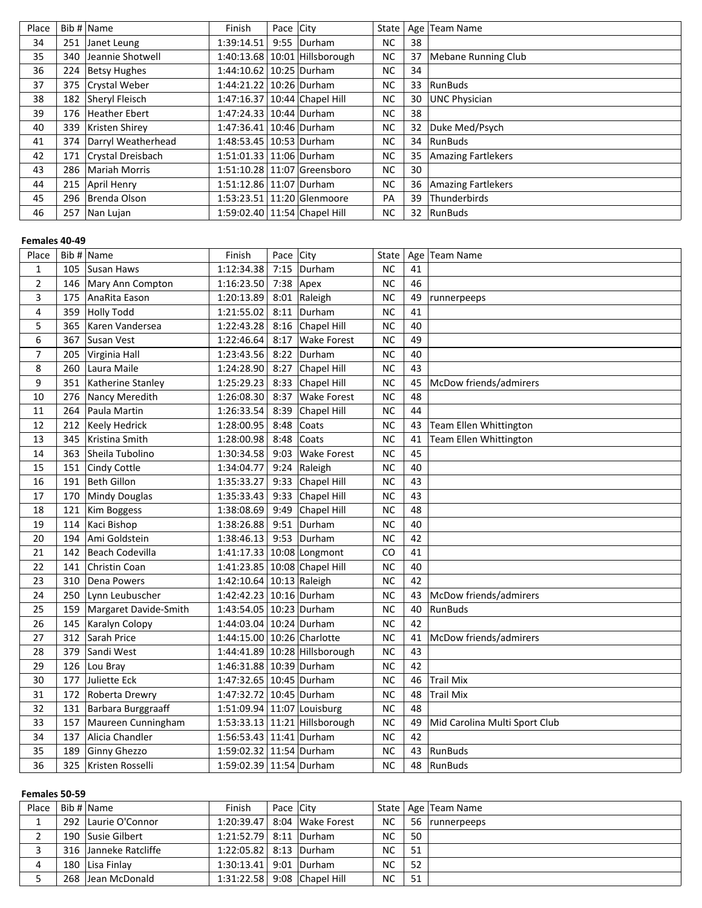| Place | Bib # | Name | Finish | Pace | City | State | Age | Team Name |
|---|---|---|---|---|---|---|---|---|
| 34 | 251 | Janet Leung | 1:39:14.51 | 9:55 | Durham | NC | 38 | |
| 35 | 340 | Jeannie Shotwell | 1:40:13.68 | 10:01 | Hillsborough | NC | 37 | Mebane Running Club |
| 36 | 224 | Betsy Hughes | 1:44:10.62 | 10:25 | Durham | NC | 34 | |
| 37 | 375 | Crystal Weber | 1:44:21.22 | 10:26 | Durham | NC | 33 | RunBuds |
| 38 | 182 | Sheryl Fleisch | 1:47:16.37 | 10:44 | Chapel Hill | NC | 30 | UNC Physician |
| 39 | 176 | Heather Ebert | 1:47:24.33 | 10:44 | Durham | NC | 38 | |
| 40 | 339 | Kristen Shirey | 1:47:36.41 | 10:46 | Durham | NC | 32 | Duke Med/Psych |
| 41 | 374 | Darryl Weatherhead | 1:48:53.45 | 10:53 | Durham | NC | 34 | RunBuds |
| 42 | 171 | Crystal Dreisbach | 1:51:01.33 | 11:06 | Durham | NC | 35 | Amazing Fartlekers |
| 43 | 286 | Mariah Morris | 1:51:10.28 | 11:07 | Greensboro | NC | 30 | |
| 44 | 215 | April Henry | 1:51:12.86 | 11:07 | Durham | NC | 36 | Amazing Fartlekers |
| 45 | 296 | Brenda Olson | 1:53:23.51 | 11:20 | Glenmoore | PA | 39 | Thunderbirds |
| 46 | 257 | Nan Lujan | 1:59:02.40 | 11:54 | Chapel Hill | NC | 32 | RunBuds |

**Females 40-49**

| Place | Bib # | Name | Finish | Pace | City | State | Age | Team Name |
|---|---|---|---|---|---|---|---|---|
| 1 | 105 | Susan Haws | 1:12:34.38 | 7:15 | Durham | NC | 41 | |
| 2 | 146 | Mary Ann Compton | 1:16:23.50 | 7:38 | Apex | NC | 46 | |
| 3 | 175 | AnaRita Eason | 1:20:13.89 | 8:01 | Raleigh | NC | 49 | runnerpeeps |
| 4 | 359 | Holly Todd | 1:21:55.02 | 8:11 | Durham | NC | 41 | |
| 5 | 365 | Karen Vandersea | 1:22:43.28 | 8:16 | Chapel Hill | NC | 40 | |
| 6 | 367 | Susan Vest | 1:22:46.64 | 8:17 | Wake Forest | NC | 49 | |
| 7 | 205 | Virginia Hall | 1:23:43.56 | 8:22 | Durham | NC | 40 | |
| 8 | 260 | Laura Maile | 1:24:28.90 | 8:27 | Chapel Hill | NC | 43 | |
| 9 | 351 | Katherine Stanley | 1:25:29.23 | 8:33 | Chapel Hill | NC | 45 | McDow friends/admirers |
| 10 | 276 | Nancy Meredith | 1:26:08.30 | 8:37 | Wake Forest | NC | 48 | |
| 11 | 264 | Paula Martin | 1:26:33.54 | 8:39 | Chapel Hill | NC | 44 | |
| 12 | 212 | Keely Hedrick | 1:28:00.95 | 8:48 | Coats | NC | 43 | Team Ellen Whittington |
| 13 | 345 | Kristina Smith | 1:28:00.98 | 8:48 | Coats | NC | 41 | Team Ellen Whittington |
| 14 | 363 | Sheila Tubolino | 1:30:34.58 | 9:03 | Wake Forest | NC | 45 | |
| 15 | 151 | Cindy Cottle | 1:34:04.77 | 9:24 | Raleigh | NC | 40 | |
| 16 | 191 | Beth Gillon | 1:35:33.27 | 9:33 | Chapel Hill | NC | 43 | |
| 17 | 170 | Mindy Douglas | 1:35:33.43 | 9:33 | Chapel Hill | NC | 43 | |
| 18 | 121 | Kim Boggess | 1:38:08.69 | 9:49 | Chapel Hill | NC | 48 | |
| 19 | 114 | Kaci Bishop | 1:38:26.88 | 9:51 | Durham | NC | 40 | |
| 20 | 194 | Ami Goldstein | 1:38:46.13 | 9:53 | Durham | NC | 42 | |
| 21 | 142 | Beach Codevilla | 1:41:17.33 | 10:08 | Longmont | CO | 41 | |
| 22 | 141 | Christin Coan | 1:41:23.85 | 10:08 | Chapel Hill | NC | 40 | |
| 23 | 310 | Dena Powers | 1:42:10.64 | 10:13 | Raleigh | NC | 42 | |
| 24 | 250 | Lynn Leubuscher | 1:42:42.23 | 10:16 | Durham | NC | 43 | McDow friends/admirers |
| 25 | 159 | Margaret Davide-Smith | 1:43:54.05 | 10:23 | Durham | NC | 40 | RunBuds |
| 26 | 145 | Karalyn Colopy | 1:44:03.04 | 10:24 | Durham | NC | 42 | |
| 27 | 312 | Sarah Price | 1:44:15.00 | 10:26 | Charlotte | NC | 41 | McDow friends/admirers |
| 28 | 379 | Sandi West | 1:44:41.89 | 10:28 | Hillsborough | NC | 43 | |
| 29 | 126 | Lou Bray | 1:46:31.88 | 10:39 | Durham | NC | 42 | |
| 30 | 177 | Juliette Eck | 1:47:32.65 | 10:45 | Durham | NC | 46 | Trail Mix |
| 31 | 172 | Roberta Drewry | 1:47:32.72 | 10:45 | Durham | NC | 48 | Trail Mix |
| 32 | 131 | Barbara Burggraaff | 1:51:09.94 | 11:07 | Louisburg | NC | 48 | |
| 33 | 157 | Maureen Cunningham | 1:53:33.13 | 11:21 | Hillsborough | NC | 49 | Mid Carolina Multi Sport Club |
| 34 | 137 | Alicia Chandler | 1:56:53.43 | 11:41 | Durham | NC | 42 | |
| 35 | 189 | Ginny Ghezzo | 1:59:02.32 | 11:54 | Durham | NC | 43 | RunBuds |
| 36 | 325 | Kristen Rosselli | 1:59:02.39 | 11:54 | Durham | NC | 48 | RunBuds |

**Females 50-59**

| Place | Bib # | Name | Finish | Pace | City | State | Age | Team Name |
|---|---|---|---|---|---|---|---|---|
| 1 | 292 | Laurie O'Connor | 1:20:39.47 | 8:04 | Wake Forest | NC | 56 | runnerpeeps |
| 2 | 190 | Susie Gilbert | 1:21:52.79 | 8:11 | Durham | NC | 50 | |
| 3 | 316 | Janneke Ratcliffe | 1:22:05.82 | 8:13 | Durham | NC | 51 | |
| 4 | 180 | Lisa Finlay | 1:30:13.41 | 9:01 | Durham | NC | 52 | |
| 5 | 268 | Jean McDonald | 1:31:22.58 | 9:08 | Chapel Hill | NC | 51 | |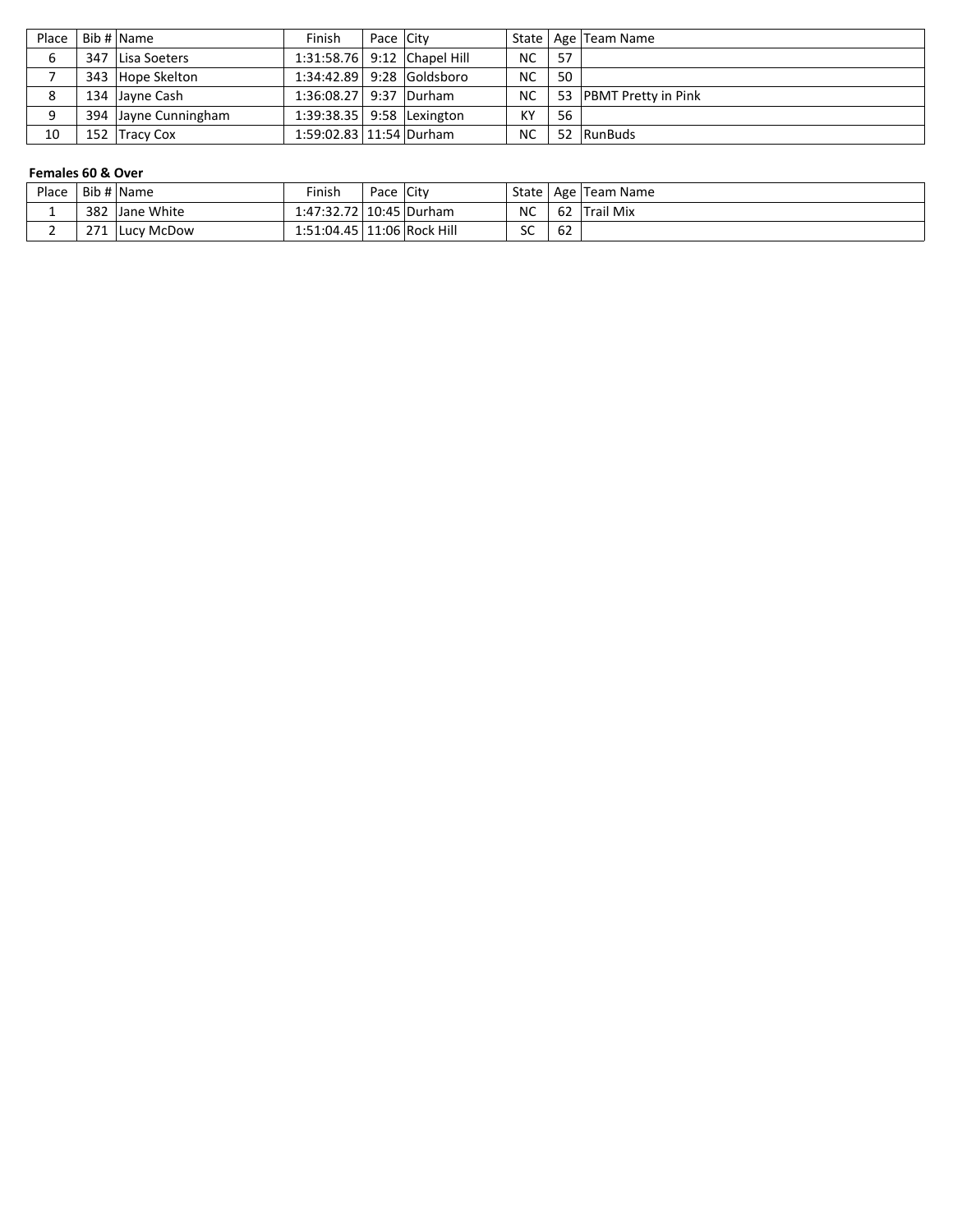| Place | Bib # | Name | Finish | Pace | City | State | Age | Team Name |
|---|---|---|---|---|---|---|---|---|
| 6 | 347 | Lisa Soeters | 1:31:58.76 | 9:12 | Chapel Hill | NC | 57 | |
| 7 | 343 | Hope Skelton | 1:34:42.89 | 9:28 | Goldsboro | NC | 50 | |
| 8 | 134 | Jayne Cash | 1:36:08.27 | 9:37 | Durham | NC | 53 | PBMT Pretty in Pink |
| 9 | 394 | Jayne Cunningham | 1:39:38.35 | 9:58 | Lexington | KY | 56 | |
| 10 | 152 | Tracy Cox | 1:59:02.83 | 11:54 | Durham | NC | 52 | RunBuds |

**Females 60 & Over**

| Place | Bib # | Name | Finish | Pace | City | State | Age | Team Name |
|---|---|---|---|---|---|---|---|---|
| 1 | 382 | Jane White | 1:47:32.72 | 10:45 | Durham | NC | 62 | Trail Mix |
| 2 | 271 | Lucy McDow | 1:51:04.45 | 11:06 | Rock Hill | SC | 62 | |